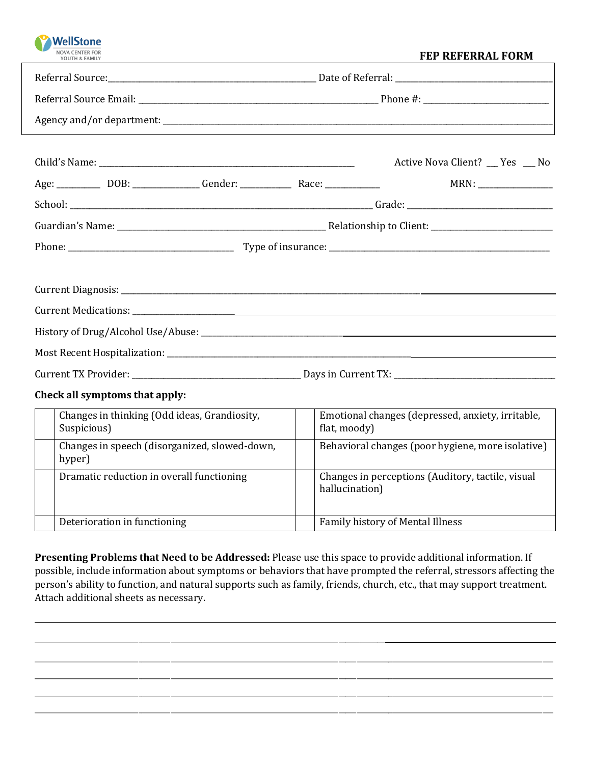WellStone
NOVA CENTER FOR YOUTH & FAMILY

# FEP REFERRAL FORM

Referral Source:_______________________________________________ Date of Referral: _____________________________________

Referral Source Email: _______________________________________________________ Phone #: ____________________________

Agency and/or department: ___________________________________________________________________________________________

Child's Name: __________________________________________________________ Active Nova Client? ___ Yes ___ No

Age: _________ DOB: ______________ Gender: ___________ Race: ____________ MRN: ________________

School: _______________________________________________________________________ Grade: __________________________________

Guardian's Name: _______________________________________________ Relationship to Client: ____________________________

Phone: ______________________________________ Type of insurance: ___________________________________________________

Current Diagnosis: ____________________________________________________________________________________________

Current Medications: __________________________________________________________________________________________

History of Drug/Alcohol Use/Abuse: ______________________________________________________________________________

Most Recent Hospitalization: ____________________________________________________________________________________

Current TX Provider: _______________________________________ Days in Current TX: ______________________________________

**Check all symptoms that apply:**

| | | | |
|---|---|---|---|
| | Changes in thinking (Odd ideas, Grandiosity, Suspicious) | | Emotional changes (depressed, anxiety, irritable, flat, moody) |
| | Changes in speech (disorganized, slowed-down, hyper) | | Behavioral changes (poor hygiene, more isolative) |
| | Dramatic reduction in overall functioning | | Changes in perceptions (Auditory, tactile, visual hallucination) |
| | Deterioration in functioning | | Family history of Mental Illness |

**Presenting Problems that Need to be Addressed:** Please use this space to provide additional information. If possible, include information about symptoms or behaviors that have prompted the referral, stressors affecting the person's ability to function, and natural supports such as family, friends, church, etc., that may support treatment. Attach additional sheets as necessary.

______________________________________________________________________________________________________________

______________________________________________________________________________________________________________

______________________________________________________________________________________________________________

______________________________________________________________________________________________________________

______________________________________________________________________________________________________________

______________________________________________________________________________________________________________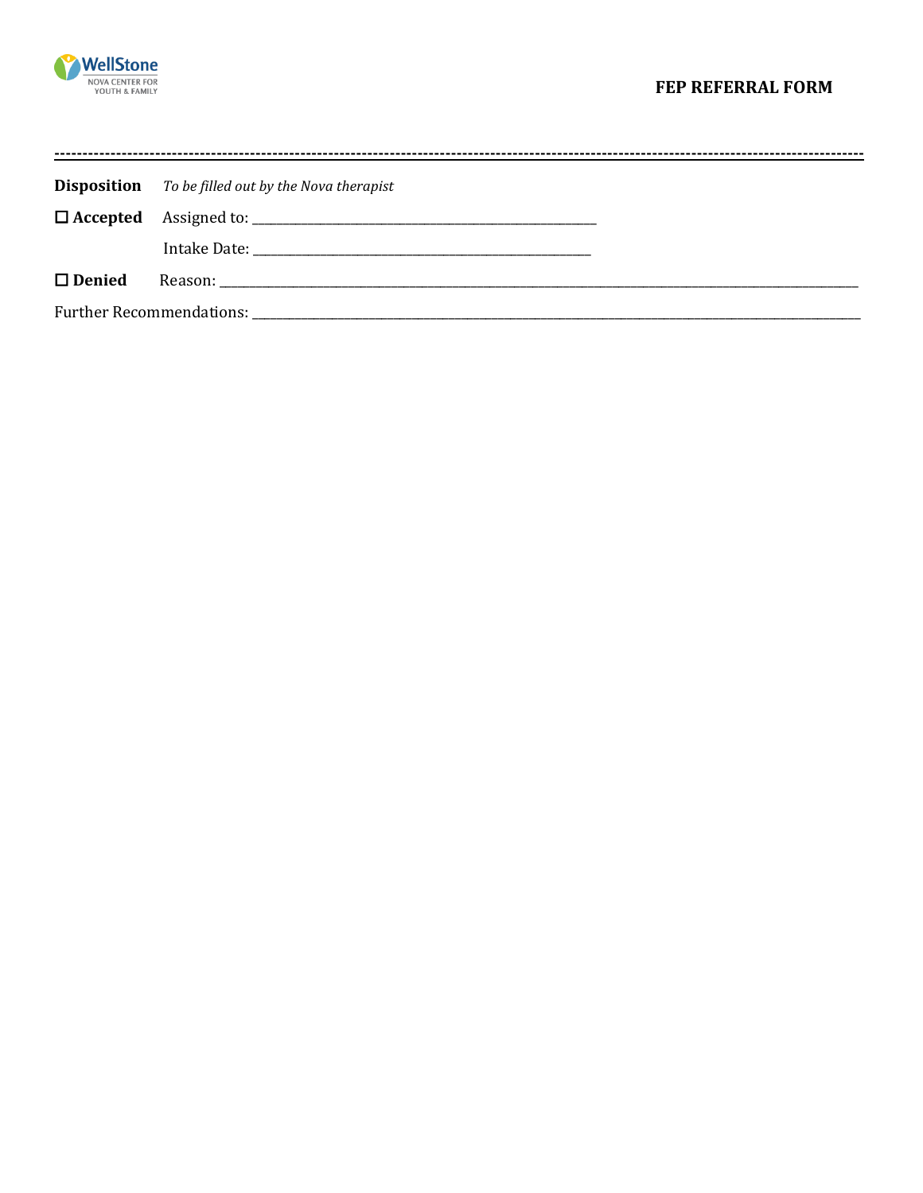**FEP REFERRAL FORM**

---

**Disposition** *To be filled out by the Nova therapist*

☐ **Accepted** Assigned to: ______________________________________________

Intake Date: ______________________________________________

☐ **Denied** Reason: ______________________________________________________________________________________

Further Recommendations: __________________________________________________________________________________